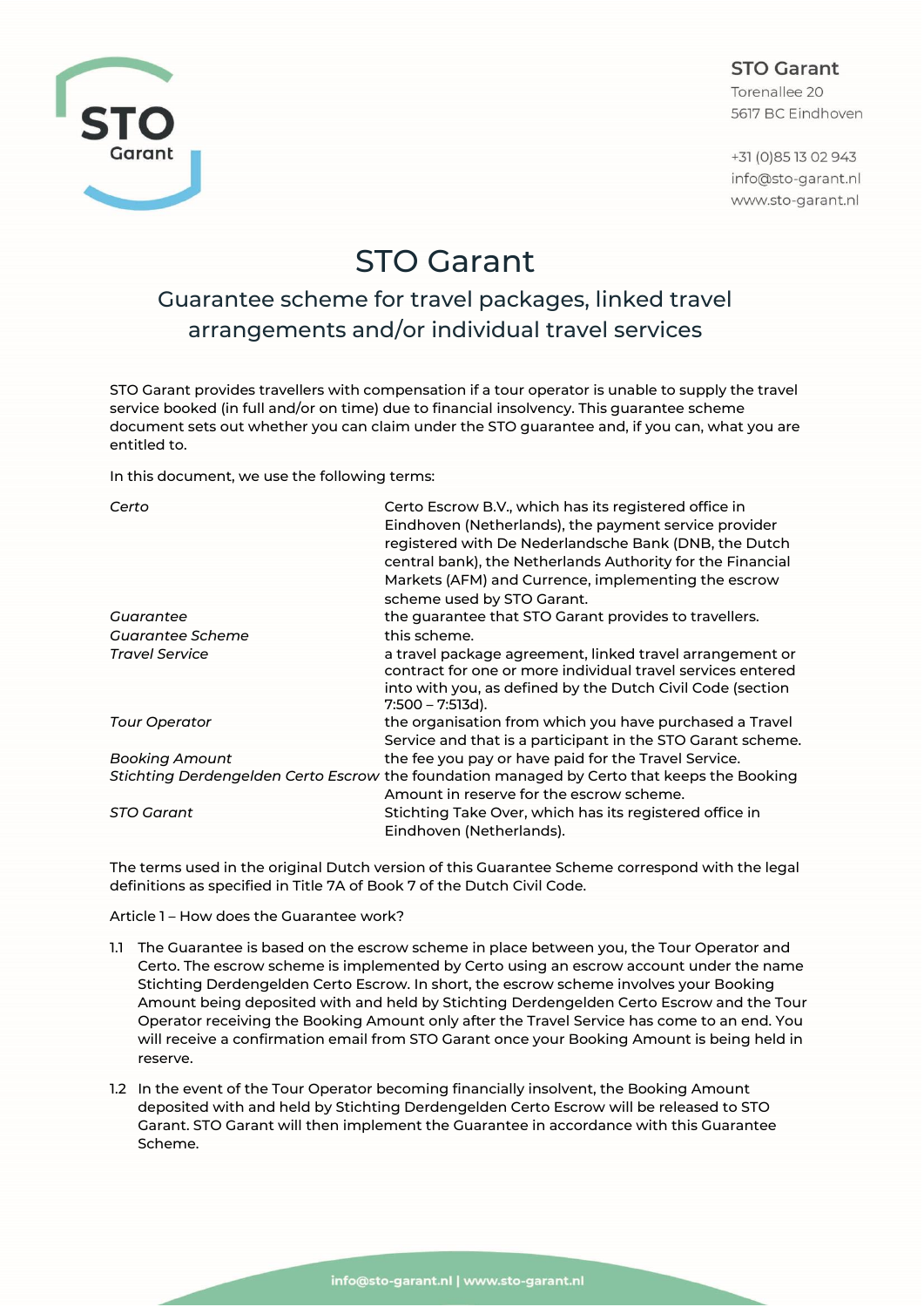STO Garant
Torenallee 20
5617 BC Eindhoven

+31 (0)85 13 02 943
info@sto-garant.nl
www.sto-garant.nl

# STO Garant

## Guarantee scheme for travel packages, linked travel arrangements and/or individual travel services

STO Garant provides travellers with compensation if a tour operator is unable to supply the travel service booked (in full and/or on time) due to financial insolvency. This guarantee scheme document sets out whether you can claim under the STO guarantee and, if you can, what you are entitled to.

In this document, we use the following terms:

| | |
|---|---|
| *Certo* | Certo Escrow B.V., which has its registered office in Eindhoven (Netherlands), the payment service provider registered with De Nederlandsche Bank (DNB, the Dutch central bank), the Netherlands Authority for the Financial Markets (AFM) and Currence, implementing the escrow scheme used by STO Garant. |
| *Guarantee* | the guarantee that STO Garant provides to travellers. |
| *Guarantee Scheme* | this scheme. |
| *Travel Service* | a travel package agreement, linked travel arrangement or contract for one or more individual travel services entered into with you, as defined by the Dutch Civil Code (section 7:500 – 7:513d). |
| *Tour Operator* | the organisation from which you have purchased a Travel Service and that is a participant in the STO Garant scheme. |
| *Booking Amount* | the fee you pay or have paid for the Travel Service. |
| *Stichting Derdengelden Certo Escrow* | the foundation managed by Certo that keeps the Booking Amount in reserve for the escrow scheme. |
| *STO Garant* | Stichting Take Over, which has its registered office in Eindhoven (Netherlands). |

The terms used in the original Dutch version of this Guarantee Scheme correspond with the legal definitions as specified in Title 7A of Book 7 of the Dutch Civil Code.

### Article 1 – How does the Guarantee work?

1.1 The Guarantee is based on the escrow scheme in place between you, the Tour Operator and Certo. The escrow scheme is implemented by Certo using an escrow account under the name Stichting Derdengelden Certo Escrow. In short, the escrow scheme involves your Booking Amount being deposited with and held by Stichting Derdengelden Certo Escrow and the Tour Operator receiving the Booking Amount only after the Travel Service has come to an end. You will receive a confirmation email from STO Garant once your Booking Amount is being held in reserve.

1.2 In the event of the Tour Operator becoming financially insolvent, the Booking Amount deposited with and held by Stichting Derdengelden Certo Escrow will be released to STO Garant. STO Garant will then implement the Guarantee in accordance with this Guarantee Scheme.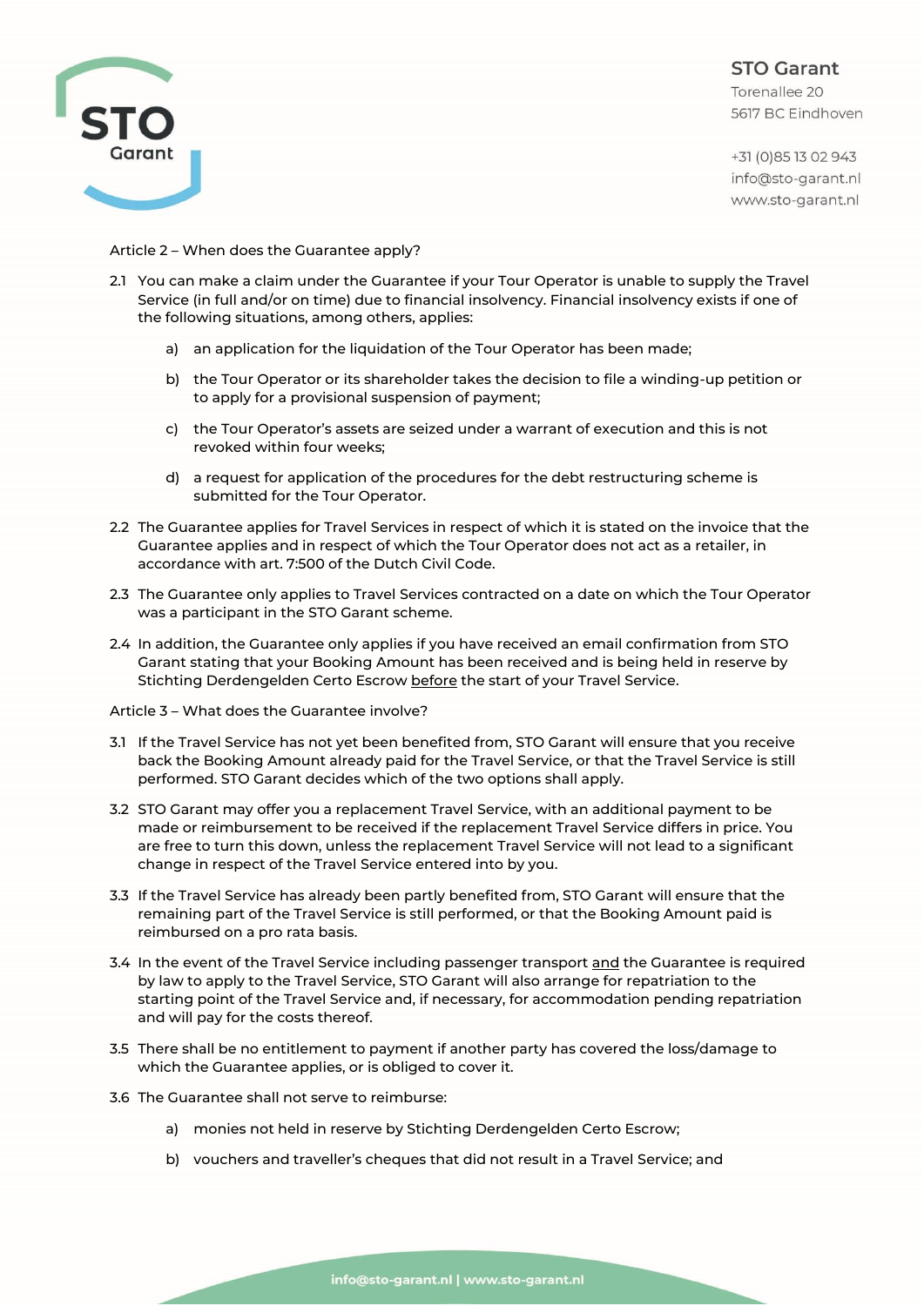Article 2 – When does the Guarantee apply?

2.1 You can make a claim under the Guarantee if your Tour Operator is unable to supply the Travel Service (in full and/or on time) due to financial insolvency. Financial insolvency exists if one of the following situations, among others, applies:

   a) an application for the liquidation of the Tour Operator has been made;

   b) the Tour Operator or its shareholder takes the decision to file a winding-up petition or to apply for a provisional suspension of payment;

   c) the Tour Operator's assets are seized under a warrant of execution and this is not revoked within four weeks;

   d) a request for application of the procedures for the debt restructuring scheme is submitted for the Tour Operator.

2.2 The Guarantee applies for Travel Services in respect of which it is stated on the invoice that the Guarantee applies and in respect of which the Tour Operator does not act as a retailer, in accordance with art. 7:500 of the Dutch Civil Code.

2.3 The Guarantee only applies to Travel Services contracted on a date on which the Tour Operator was a participant in the STO Garant scheme.

2.4 In addition, the Guarantee only applies if you have received an email confirmation from STO Garant stating that your Booking Amount has been received and is being held in reserve by Stichting Derdengelden Certo Escrow before the start of your Travel Service.

Article 3 – What does the Guarantee involve?

3.1 If the Travel Service has not yet been benefited from, STO Garant will ensure that you receive back the Booking Amount already paid for the Travel Service, or that the Travel Service is still performed. STO Garant decides which of the two options shall apply.

3.2 STO Garant may offer you a replacement Travel Service, with an additional payment to be made or reimbursement to be received if the replacement Travel Service differs in price. You are free to turn this down, unless the replacement Travel Service will not lead to a significant change in respect of the Travel Service entered into by you.

3.3 If the Travel Service has already been partly benefited from, STO Garant will ensure that the remaining part of the Travel Service is still performed, or that the Booking Amount paid is reimbursed on a pro rata basis.

3.4 In the event of the Travel Service including passenger transport and the Guarantee is required by law to apply to the Travel Service, STO Garant will also arrange for repatriation to the starting point of the Travel Service and, if necessary, for accommodation pending repatriation and will pay for the costs thereof.

3.5 There shall be no entitlement to payment if another party has covered the loss/damage to which the Guarantee applies, or is obliged to cover it.

3.6 The Guarantee shall not serve to reimburse:

   a) monies not held in reserve by Stichting Derdengelden Certo Escrow;

   b) vouchers and traveller's cheques that did not result in a Travel Service; and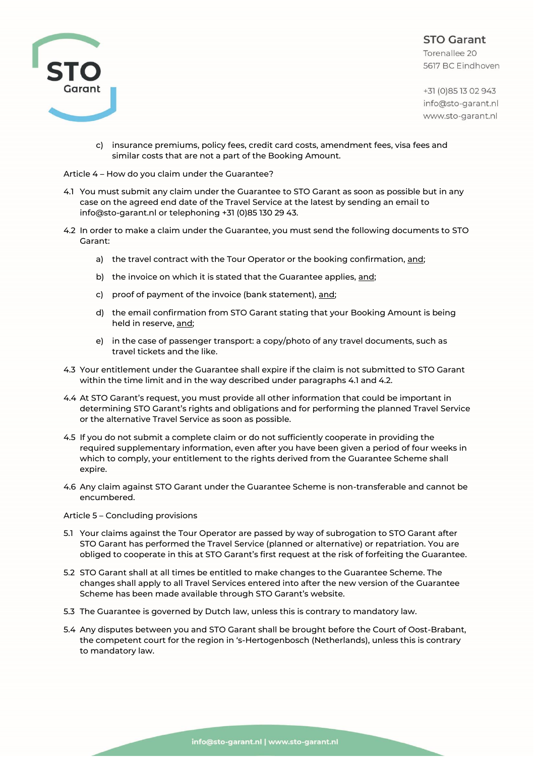c) insurance premiums, policy fees, credit card costs, amendment fees, visa fees and similar costs that are not a part of the Booking Amount.

Article 4 – How do you claim under the Guarantee?

4.1 You must submit any claim under the Guarantee to STO Garant as soon as possible but in any case on the agreed end date of the Travel Service at the latest by sending an email to info@sto-garant.nl or telephoning +31 (0)85 130 29 43.

4.2 In order to make a claim under the Guarantee, you must send the following documents to STO Garant:

a) the travel contract with the Tour Operator or the booking confirmation, and;

b) the invoice on which it is stated that the Guarantee applies, and;

c) proof of payment of the invoice (bank statement), and;

d) the email confirmation from STO Garant stating that your Booking Amount is being held in reserve, and;

e) in the case of passenger transport: a copy/photo of any travel documents, such as travel tickets and the like.

4.3 Your entitlement under the Guarantee shall expire if the claim is not submitted to STO Garant within the time limit and in the way described under paragraphs 4.1 and 4.2.

4.4 At STO Garant's request, you must provide all other information that could be important in determining STO Garant's rights and obligations and for performing the planned Travel Service or the alternative Travel Service as soon as possible.

4.5 If you do not submit a complete claim or do not sufficiently cooperate in providing the required supplementary information, even after you have been given a period of four weeks in which to comply, your entitlement to the rights derived from the Guarantee Scheme shall expire.

4.6 Any claim against STO Garant under the Guarantee Scheme is non-transferable and cannot be encumbered.

Article 5 – Concluding provisions

5.1 Your claims against the Tour Operator are passed by way of subrogation to STO Garant after STO Garant has performed the Travel Service (planned or alternative) or repatriation. You are obliged to cooperate in this at STO Garant's first request at the risk of forfeiting the Guarantee.

5.2 STO Garant shall at all times be entitled to make changes to the Guarantee Scheme. The changes shall apply to all Travel Services entered into after the new version of the Guarantee Scheme has been made available through STO Garant's website.

5.3 The Guarantee is governed by Dutch law, unless this is contrary to mandatory law.

5.4 Any disputes between you and STO Garant shall be brought before the Court of Oost-Brabant, the competent court for the region in 's-Hertogenbosch (Netherlands), unless this is contrary to mandatory law.